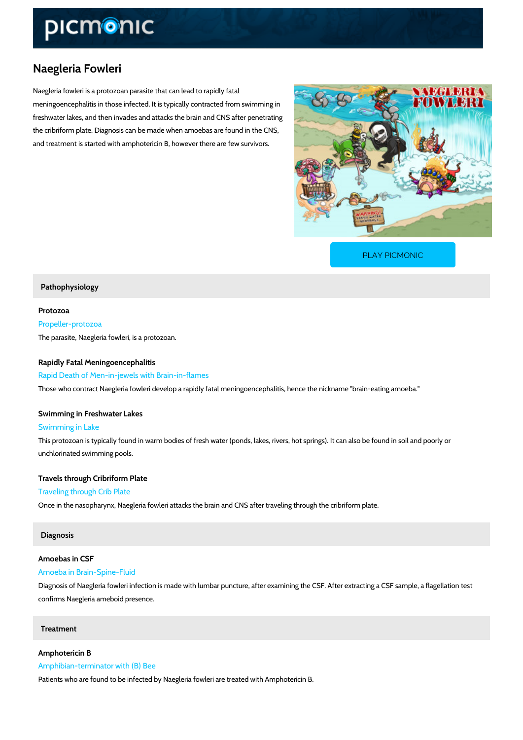# Naegleria Fowleri

Naegleria fowleri is a protozoan parasite that can lead to rapidly fatal meningoencephalitis in those infected. It is typically contracted from swimming in freshwater lakes, and then invades and attacks the brain and CNS after penetrating the cribriform plate. Diagnosis can be made when amoebas are found in the CNS, and treatment is started with amphotericin B, however there are few survivors.

PLAY PICMONIC

## Pathophysiology

### Protozoa

Propeller-protozoa

The parasite, Naegleria fowleri, is a protozoan.

### Rapidly Fatal Meningoencephalitis

Rapid Death of Men-in-jewels with Brain-in-flames

Those who contract Naegleria fowleri develop a rapidly fatal meningoencephalitis, hence the nickname "brain-eating amoeba."

### Swimming in Freshwater Lakes

Swimming in Lake

This protozoan is typically found in warm bodies of fresh water (ponds, lakes, rivers, hot springs). It can also be found in soil and poorly or unchlorinated swimming pools.

### Travels through Cribriform Plate

Traveling through Crib Plate

Once in the nasopharynx, Naegleria fowleri attacks the brain and CNS after traveling through the cribriform plate.

## Diagnosis

### Amoebas in CSF

Amoeba in Brain-Spine-Fluid

Diagnosis of Naegleria fowleri infection is made with lumbar puncture, after examining the CSF. After extracting a CSF sample, a flagellation test confirms Naegleria ameboid presence.

## Treatment

### Amphotericin B

Amphibian-terminator with (B) Bee

Patients who are found to be infected by Naegleria fowleri are treated with Amphotericin B.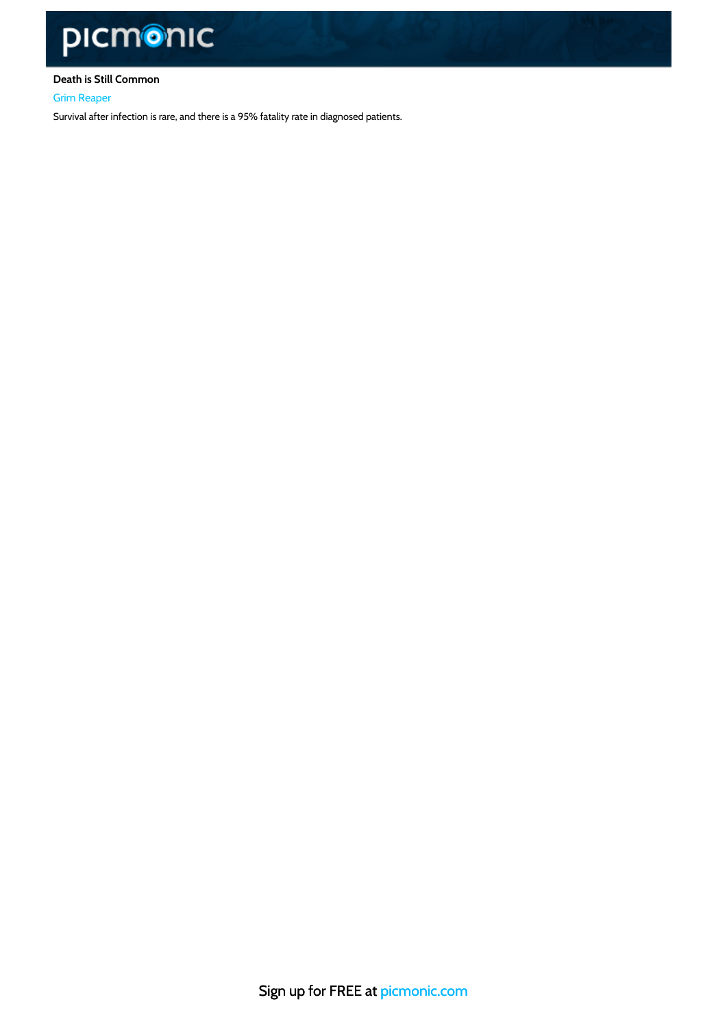**Death is Still Common**

Grim Reaper

Survival after infection is rare, and there is a 95% fatality rate in diagnosed patients.